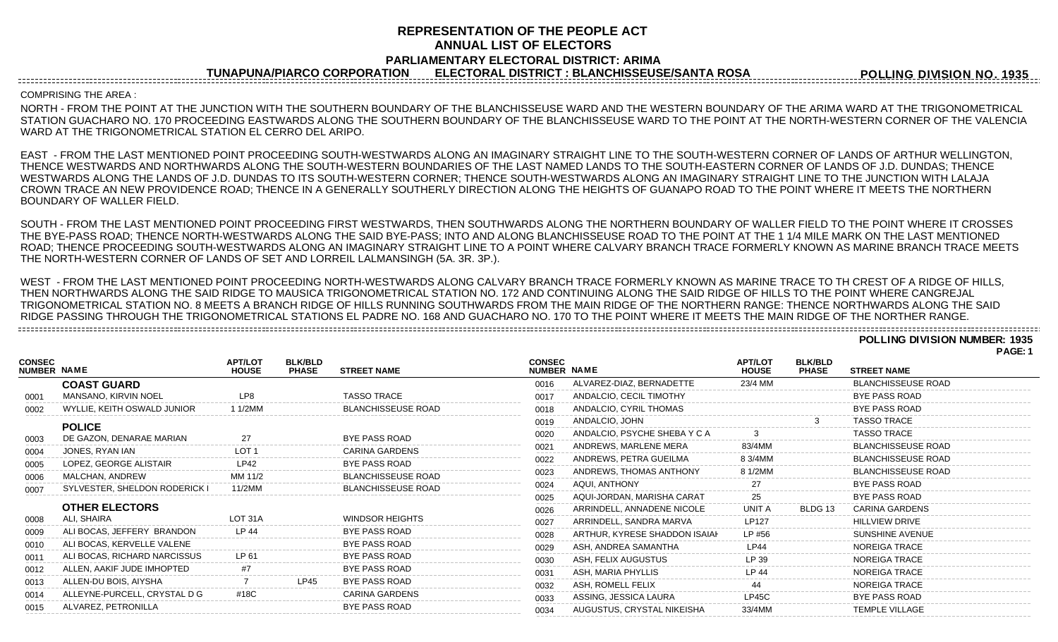# REPRESENTATION OF THE PEOPLE ACT
## ANNUAL LIST OF ELECTORS
### PARLIAMENTARY ELECTORAL DISTRICT: ARIMA

**TUNAPUNA/PIARCO CORPORATION** **ELECTORAL DISTRICT : BLANCHISSEUSE/SANTA ROSA** **POLLING DIVISION NO. 1935**

COMPRISING THE AREA :

NORTH - FROM THE POINT AT THE JUNCTION WITH THE SOUTHERN BOUNDARY OF THE BLANCHISSEUSE WARD AND THE WESTERN BOUNDARY OF THE ARIMA WARD AT THE TRIGONOMETRICAL STATION GUACHARO NO. 170 PROCEEDING EASTWARDS ALONG THE SOUTHERN BOUNDARY OF THE BLANCHISSEUSE WARD TO THE POINT AT THE NORTH-WESTERN CORNER OF THE VALENCIA WARD AT THE TRIGONOMETRICAL STATION EL CERRO DEL ARIPO.

EAST - FROM THE LAST MENTIONED POINT PROCEEDING SOUTH-WESTWARDS ALONG AN IMAGINARY STRAIGHT LINE TO THE SOUTH-WESTERN CORNER OF LANDS OF ARTHUR WELLINGTON, THENCE WESTWARDS AND NORTHWARDS ALONG THE SOUTH-WESTERN BOUNDARIES OF THE LAST NAMED LANDS TO THE SOUTH-EASTERN CORNER OF LANDS OF J.D. DUNDAS; THENCE WESTWARDS ALONG THE LANDS OF J.D. DUNDAS TO ITS SOUTH-WESTERN CORNER; THENCE SOUTH-WESTWARDS ALONG AN IMAGINARY STRAIGHT LINE TO THE JUNCTION WITH LALAJA CROWN TRACE AN NEW PROVIDENCE ROAD; THENCE IN A GENERALLY SOUTHERLY DIRECTION ALONG THE HEIGHTS OF GUANAPO ROAD TO THE POINT WHERE IT MEETS THE NORTHERN BOUNDARY OF WALLER FIELD.

SOUTH - FROM THE LAST MENTIONED POINT PROCEEDING FIRST WESTWARDS, THEN SOUTHWARDS ALONG THE NORTHERN BOUNDARY OF WALLER FIELD TO THE POINT WHERE IT CROSSES THE BYE-PASS ROAD; THENCE NORTH-WESTWARDS ALONG THE SAID BYE-PASS; INTO AND ALONG BLANCHISSEUSE ROAD TO THE POINT AT THE 1 1/4 MILE MARK ON THE LAST MENTIONED ROAD; THENCE PROCEEDING SOUTH-WESTWARDS ALONG AN IMAGINARY STRAIGHT LINE TO A POINT WHERE CALVARY BRANCH TRACE FORMERLY KNOWN AS MARINE BRANCH TRACE MEETS THE NORTH-WESTERN CORNER OF LANDS OF SET AND LORREIL LALMANSINGH (5A. 3R. 3P.).

WEST - FROM THE LAST MENTIONED POINT PROCEEDING NORTH-WESTWARDS ALONG CALVARY BRANCH TRACE FORMERLY KNOWN AS MARINE TRACE TO TH CREST OF A RIDGE OF HILLS, THEN NORTHWARDS ALONG THE SAID RIDGE TO MAUSICA TRIGONOMETRICAL STATION NO. 172 AND CONTINUING ALONG THE SAID RIDGE OF HILLS TO THE POINT WHERE CANGREJAL TRIGONOMETRICAL STATION NO. 8 MEETS A BRANCH RIDGE OF HILLS RUNNING SOUTHWARDS FROM THE MAIN RIDGE OF THE NORTHERN RANGE: THENCE NORTHWARDS ALONG THE SAID RIDGE PASSING THROUGH THE TRIGONOMETRICAL STATIONS EL PADRE NO. 168 AND GUACHARO NO. 170 TO THE POINT WHERE IT MEETS THE MAIN RIDGE OF THE NORTHER RANGE.

**POLLING DIVISION NUMBER: 1935**

| CONSEC NUMBER | NAME | APT/LOT HOUSE | BLK/BLD PHASE | STREET NAME |
|---|---|---|---|---|
| | **COAST GUARD** | | | |
| 0001 | MANSANO, KIRVIN NOEL | LP8 | | TASSO TRACE |
| 0002 | WYLLIE, KEITH OSWALD JUNIOR | 1 1/2MM | | BLANCHISSEUSE ROAD |
| | **POLICE** | | | |
| 0003 | DE GAZON, DENARAE MARIAN | 27 | | BYE PASS ROAD |
| 0004 | JONES, RYAN IAN | LOT 1 | | CARINA GARDENS |
| 0005 | LOPEZ, GEORGE ALISTAIR | LP42 | | BYE PASS ROAD |
| 0006 | MALCHAN, ANDREW | MM 11/2 | | BLANCHISSEUSE ROAD |
| 0007 | SYLVESTER, SHELDON RODERICK I | 11/2MM | | BLANCHISSEUSE ROAD |
| | **OTHER ELECTORS** | | | |
| 0008 | ALI, SHAIRA | LOT 31A | | WINDSOR HEIGHTS |
| 0009 | ALI BOCAS, JEFFERY BRANDON | LP 44 | | BYE PASS ROAD |
| 0010 | ALI BOCAS, KERVELLE VALENE | | | BYE PASS ROAD |
| 0011 | ALI BOCAS, RICHARD NARCISSUS | LP 61 | | BYE PASS ROAD |
| 0012 | ALLEN, AAKIF JUDE IMHOPTED | #7 | | BYE PASS ROAD |
| 0013 | ALLEN-DU BOIS, AIYSHA | 7 | LP45 | BYE PASS ROAD |
| 0014 | ALLEYNE-PURCELL, CRYSTAL D G | #18C | | CARINA GARDENS |
| 0015 | ALVAREZ, PETRONILLA | | | BYE PASS ROAD |
| 0016 | ALVAREZ-DIAZ, BERNADETTE | 23/4 MM | | BLANCHISSEUSE ROAD |
| 0017 | ANDALCIO, CECIL TIMOTHY | | | BYE PASS ROAD |
| 0018 | ANDALCIO, CYRIL THOMAS | | | BYE PASS ROAD |
| 0019 | ANDALCIO, JOHN | | 3 | TASSO TRACE |
| 0020 | ANDALCIO, PSYCHE SHEBA Y C A | 3 | | TASSO TRACE |
| 0021 | ANDREWS, MARLENE MERA | 83/4MM | | BLANCHISSEUSE ROAD |
| 0022 | ANDREWS, PETRA GUEILMA | 8 3/4MM | | BLANCHISSEUSE ROAD |
| 0023 | ANDREWS, THOMAS ANTHONY | 8 1/2MM | | BLANCHISSEUSE ROAD |
| 0024 | AQUI, ANTHONY | 27 | | BYE PASS ROAD |
| 0025 | AQUI-JORDAN, MARISHA CARAT | 25 | | BYE PASS ROAD |
| 0026 | ARRINDELL, ANNADENE NICOLE | UNIT A | BLDG 13 | CARINA GARDENS |
| 0027 | ARRINDELL, SANDRA MARVA | LP127 | | HILLVIEW DRIVE |
| 0028 | ARTHUR, KYRESE SHADDON ISAIAH | LP #56 | | SUNSHINE AVENUE |
| 0029 | ASH, ANDREA SAMANTHA | LP44 | | NOREIGA TRACE |
| 0030 | ASH, FELIX AUGUSTUS | LP 39 | | NOREIGA TRACE |
| 0031 | ASH, MARIA PHYLLIS | LP 44 | | NOREIGA TRACE |
| 0032 | ASH, ROMELL FELIX | 44 | | NOREIGA TRACE |
| 0033 | ASSING, JESSICA LAURA | LP45C | | BYE PASS ROAD |
| 0034 | AUGUSTUS, CRYSTAL NIKEISHA | 33/4MM | | TEMPLE VILLAGE |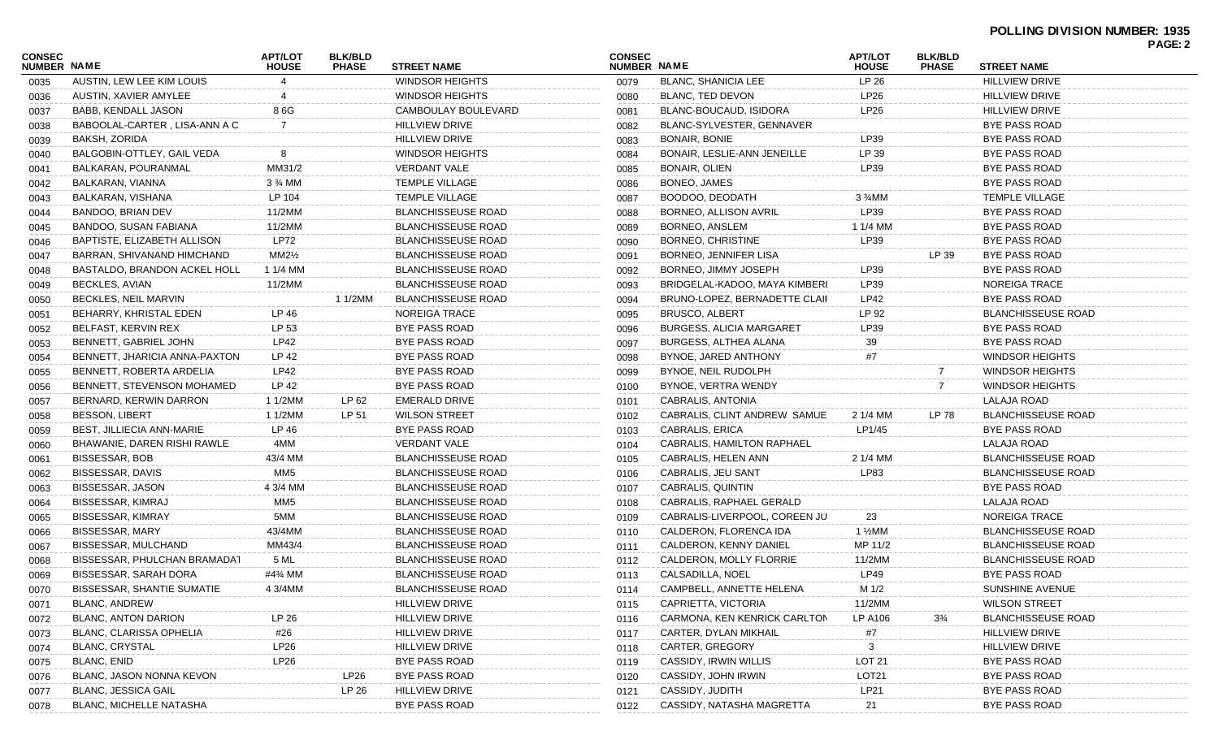**POLLING DIVISION NUMBER: 1935**

| CONSEC NUMBER | NAME | APT/LOT HOUSE | BLK/BLD PHASE | STREET NAME |
|---|---|---|---|---|
| 0035 | AUSTIN, LEW LEE KIM LOUIS | 4 | | WINDSOR HEIGHTS |
| 0036 | AUSTIN, XAVIER AMYLEE | 4 | | WINDSOR HEIGHTS |
| 0037 | BABB, KENDALL JASON | 8 6G | | CAMBOULAY BOULEVARD |
| 0038 | BABOOLAL-CARTER , LISA-ANN A C | 7 | | HILLVIEW DRIVE |
| 0039 | BAKSH, ZORIDA | | | HILLVIEW DRIVE |
| 0040 | BALGOBIN-OTTLEY, GAIL VEDA | 8 | | WINDSOR HEIGHTS |
| 0041 | BALKARAN, POURANMAL | MM31/2 | | VERDANT VALE |
| 0042 | BALKARAN, VIANNA | 3 ¾ MM | | TEMPLE VILLAGE |
| 0043 | BALKARAN, VISHANA | LP 104 | | TEMPLE VILLAGE |
| 0044 | BANDOO, BRIAN DEV | 11/2MM | | BLANCHISSEUSE ROAD |
| 0045 | BANDOO, SUSAN FABIANA | 11/2MM | | BLANCHISSEUSE ROAD |
| 0046 | BAPTISTE, ELIZABETH ALLISON | LP72 | | BLANCHISSEUSE ROAD |
| 0047 | BARRAN, SHIVANAND HIMCHAND | MM2½ | | BLANCHISSEUSE ROAD |
| 0048 | BASTALDO, BRANDON ACKEL HOLL | 1 1/4 MM | | BLANCHISSEUSE ROAD |
| 0049 | BECKLES, AVIAN | 11/2MM | | BLANCHISSEUSE ROAD |
| 0050 | BECKLES, NEIL MARVIN | | 1 1/2MM | BLANCHISSEUSE ROAD |
| 0051 | BEHARRY, KHRISTAL EDEN | LP 46 | | NOREIGA TRACE |
| 0052 | BELFAST, KERVIN REX | LP 53 | | BYE PASS ROAD |
| 0053 | BENNETT, GABRIEL JOHN | LP42 | | BYE PASS ROAD |
| 0054 | BENNETT, JHARICIA ANNA-PAXTON | LP 42 | | BYE PASS ROAD |
| 0055 | BENNETT, ROBERTA ARDELIA | LP42 | | BYE PASS ROAD |
| 0056 | BENNETT, STEVENSON MOHAMED | LP 42 | | BYE PASS ROAD |
| 0057 | BERNARD, KERWIN DARRON | 1 1/2MM | LP 62 | EMERALD DRIVE |
| 0058 | BESSON, LIBERT | 1 1/2MM | LP 51 | WILSON STREET |
| 0059 | BEST, JILLIECIA ANN-MARIE | LP 46 | | BYE PASS ROAD |
| 0060 | BHAWANIE, DAREN RISHI RAWLE | 4MM | | VERDANT VALE |
| 0061 | BISSESSAR, BOB | 43/4 MM | | BLANCHISSEUSE ROAD |
| 0062 | BISSESSAR, DAVIS | MM5 | | BLANCHISSEUSE ROAD |
| 0063 | BISSESSAR, JASON | 4 3/4 MM | | BLANCHISSEUSE ROAD |
| 0064 | BISSESSAR, KIMRAJ | MM5 | | BLANCHISSEUSE ROAD |
| 0065 | BISSESSAR, KIMRAY | 5MM | | BLANCHISSEUSE ROAD |
| 0066 | BISSESSAR, MARY | 43/4MM | | BLANCHISSEUSE ROAD |
| 0067 | BISSESSAR, MULCHAND | MM43/4 | | BLANCHISSEUSE ROAD |
| 0068 | BISSESSAR, PHULCHAN BRAMADAT | 5 ML | | BLANCHISSEUSE ROAD |
| 0069 | BISSESSAR, SARAH DORA | #4¾ MM | | BLANCHISSEUSE ROAD |
| 0070 | BISSESSAR, SHANTIE SUMATIE | 4 3/4MM | | BLANCHISSEUSE ROAD |
| 0071 | BLANC, ANDREW | | | HILLVIEW DRIVE |
| 0072 | BLANC, ANTON DARION | LP 26 | | HILLVIEW DRIVE |
| 0073 | BLANC, CLARISSA OPHELIA | #26 | | HILLVIEW DRIVE |
| 0074 | BLANC, CRYSTAL | LP26 | | HILLVIEW DRIVE |
| 0075 | BLANC, ENID | LP26 | | BYE PASS ROAD |
| 0076 | BLANC, JASON NONNA KEVON | | LP26 | BYE PASS ROAD |
| 0077 | BLANC, JESSICA GAIL | | LP 26 | HILLVIEW DRIVE |
| 0078 | BLANC, MICHELLE NATASHA | | | BYE PASS ROAD |
| 0079 | BLANC, SHANICIA LEE | LP 26 | | HILLVIEW DRIVE |
| 0080 | BLANC, TED DEVON | LP26 | | HILLVIEW DRIVE |
| 0081 | BLANC-BOUCAUD, ISIDORA | LP26 | | HILLVIEW DRIVE |
| 0082 | BLANC-SYLVESTER, GENNAVER | | | BYE PASS ROAD |
| 0083 | BONAIR, BONIE | LP39 | | BYE PASS ROAD |
| 0084 | BONAIR, LESLIE-ANN JENEILLE | LP 39 | | BYE PASS ROAD |
| 0085 | BONAIR, OLIEN | LP39 | | BYE PASS ROAD |
| 0086 | BONEO, JAMES | | | BYE PASS ROAD |
| 0087 | BOODOO, DEODATH | 3 ¾MM | | TEMPLE VILLAGE |
| 0088 | BORNEO, ALLISON AVRIL | LP39 | | BYE PASS ROAD |
| 0089 | BORNEO, ANSLEM | 1 1/4 MM | | BYE PASS ROAD |
| 0090 | BORNEO, CHRISTINE | LP39 | | BYE PASS ROAD |
| 0091 | BORNEO, JENNIFER LISA | | LP 39 | BYE PASS ROAD |
| 0092 | BORNEO, JIMMY JOSEPH | LP39 | | BYE PASS ROAD |
| 0093 | BRIDGELAL-KADOO, MAYA KIMBERI | LP39 | | NOREIGA TRACE |
| 0094 | BRUNO-LOPEZ, BERNADETTE CLAIF | LP42 | | BYE PASS ROAD |
| 0095 | BRUSCO, ALBERT | LP 92 | | BLANCHISSEUSE ROAD |
| 0096 | BURGESS, ALICIA MARGARET | LP39 | | BYE PASS ROAD |
| 0097 | BURGESS, ALTHEA ALANA | 39 | | BYE PASS ROAD |
| 0098 | BYNOE, JARED ANTHONY | #7 | | WINDSOR HEIGHTS |
| 0099 | BYNOE, NEIL RUDOLPH | | 7 | WINDSOR HEIGHTS |
| 0100 | BYNOE, VERTRA WENDY | | 7 | WINDSOR HEIGHTS |
| 0101 | CABRALIS, ANTONIA | | | LALAJA ROAD |
| 0102 | CABRALIS, CLINT ANDREW SAMUE | 2 1/4 MM | LP 78 | BLANCHISSEUSE ROAD |
| 0103 | CABRALIS, ERICA | LP1/45 | | BYE PASS ROAD |
| 0104 | CABRALIS, HAMILTON RAPHAEL | | | LALAJA ROAD |
| 0105 | CABRALIS, HELEN ANN | 2 1/4 MM | | BLANCHISSEUSE ROAD |
| 0106 | CABRALIS, JEU SANT | LP83 | | BLANCHISSEUSE ROAD |
| 0107 | CABRALIS, QUINTIN | | | BYE PASS ROAD |
| 0108 | CABRALIS, RAPHAEL GERALD | | | LALAJA ROAD |
| 0109 | CABRALIS-LIVERPOOL, COREEN JU | 23 | | NOREIGA TRACE |
| 0110 | CALDERON, FLORENCA IDA | 1 ½MM | | BLANCHISSEUSE ROAD |
| 0111 | CALDERON, KENNY DANIEL | MP 11/2 | | BLANCHISSEUSE ROAD |
| 0112 | CALDERON, MOLLY FLORRIE | 11/2MM | | BLANCHISSEUSE ROAD |
| 0113 | CALSADILLA, NOEL | LP49 | | BYE PASS ROAD |
| 0114 | CAMPBELL, ANNETTE HELENA | M 1/2 | | SUNSHINE AVENUE |
| 0115 | CAPRIETTA, VICTORIA | 11/2MM | | WILSON STREET |
| 0116 | CARMONA, KEN KENRICK CARLTON | LP A106 | 3¾ | BLANCHISSEUSE ROAD |
| 0117 | CARTER, DYLAN MIKHAIL | #7 | | HILLVIEW DRIVE |
| 0118 | CARTER, GREGORY | 3 | | HILLVIEW DRIVE |
| 0119 | CASSIDY, IRWIN WILLIS | LOT 21 | | BYE PASS ROAD |
| 0120 | CASSIDY, JOHN IRWIN | LOT21 | | BYE PASS ROAD |
| 0121 | CASSIDY, JUDITH | LP21 | | BYE PASS ROAD |
| 0122 | CASSIDY, NATASHA MAGRETTA | 21 | | BYE PASS ROAD |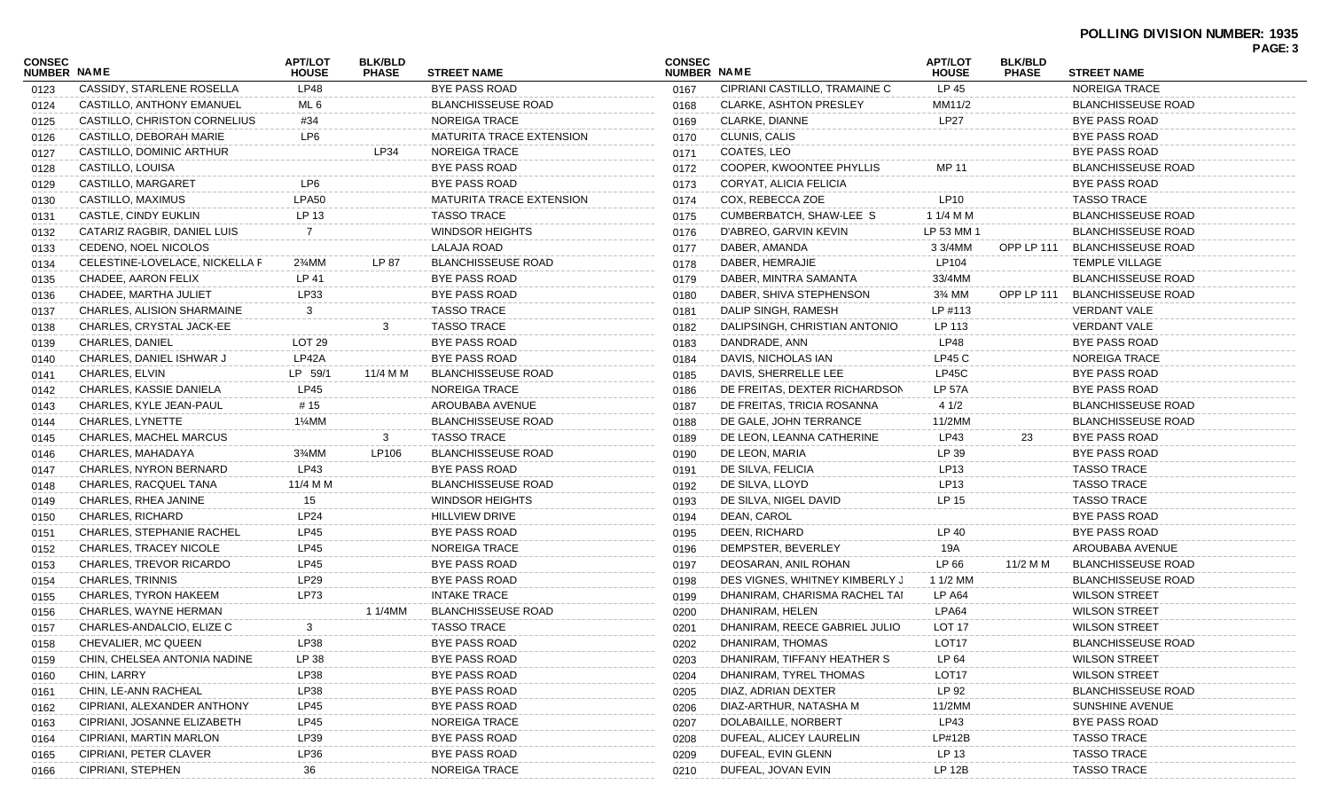**POLLING DIVISION NUMBER: 1935**

| CONSEC NUMBER | NAME | APT/LOT HOUSE | BLK/BLD PHASE | STREET NAME |
|---|---|---|---|---|
| 0123 | CASSIDY, STARLENE ROSELLA | LP48 | | BYE PASS ROAD |
| 0124 | CASTILLO, ANTHONY EMANUEL | ML 6 | | BLANCHISSEUSE ROAD |
| 0125 | CASTILLO, CHRISTON CORNELIUS | #34 | | NOREIGA TRACE |
| 0126 | CASTILLO, DEBORAH MARIE | LP6 | | MATURITA TRACE EXTENSION |
| 0127 | CASTILLO, DOMINIC ARTHUR | | LP34 | NOREIGA TRACE |
| 0128 | CASTILLO, LOUISA | | | BYE PASS ROAD |
| 0129 | CASTILLO, MARGARET | LP6 | | BYE PASS ROAD |
| 0130 | CASTILLO, MAXIMUS | LPA50 | | MATURITA TRACE EXTENSION |
| 0131 | CASTLE, CINDY EUKLIN | LP 13 | | TASSO TRACE |
| 0132 | CATARIZ RAGBIR, DANIEL LUIS | 7 | | WINDSOR HEIGHTS |
| 0133 | CEDENO, NOEL NICOLOS | | | LALAJA ROAD |
| 0134 | CELESTINE-LOVELACE, NICKELLA F | 2¾MM | LP 87 | BLANCHISSEUSE ROAD |
| 0135 | CHADEE, AARON FELIX | LP 41 | | BYE PASS ROAD |
| 0136 | CHADEE, MARTHA JULIET | LP33 | | BYE PASS ROAD |
| 0137 | CHARLES, ALISION SHARMAINE | 3 | | TASSO TRACE |
| 0138 | CHARLES, CRYSTAL JACK-EE | | 3 | TASSO TRACE |
| 0139 | CHARLES, DANIEL | LOT 29 | | BYE PASS ROAD |
| 0140 | CHARLES, DANIEL ISHWAR J | LP42A | | BYE PASS ROAD |
| 0141 | CHARLES, ELVIN | LP 59/1 | 11/4 M M | BLANCHISSEUSE ROAD |
| 0142 | CHARLES, KASSIE DANIELA | LP45 | | NOREIGA TRACE |
| 0143 | CHARLES, KYLE JEAN-PAUL | # 15 | | AROUBABA AVENUE |
| 0144 | CHARLES, LYNETTE | 1¼MM | | BLANCHISSEUSE ROAD |
| 0145 | CHARLES, MACHEL MARCUS | | 3 | TASSO TRACE |
| 0146 | CHARLES, MAHADAYA | 3¾MM | LP106 | BLANCHISSEUSE ROAD |
| 0147 | CHARLES, NYRON BERNARD | LP43 | | BYE PASS ROAD |
| 0148 | CHARLES, RACQUEL TANA | 11/4 M M | | BLANCHISSEUSE ROAD |
| 0149 | CHARLES, RHEA JANINE | 15 | | WINDSOR HEIGHTS |
| 0150 | CHARLES, RICHARD | LP24 | | HILLVIEW DRIVE |
| 0151 | CHARLES, STEPHANIE RACHEL | LP45 | | BYE PASS ROAD |
| 0152 | CHARLES, TRACEY NICOLE | LP45 | | NOREIGA TRACE |
| 0153 | CHARLES, TREVOR RICARDO | LP45 | | BYE PASS ROAD |
| 0154 | CHARLES, TRINNIS | LP29 | | BYE PASS ROAD |
| 0155 | CHARLES, TYRON HAKEEM | LP73 | | INTAKE TRACE |
| 0156 | CHARLES, WAYNE HERMAN | | 1 1/4MM | BLANCHISSEUSE ROAD |
| 0157 | CHARLES-ANDALCIO, ELIZE C | 3 | | TASSO TRACE |
| 0158 | CHEVALIER, MC QUEEN | LP38 | | BYE PASS ROAD |
| 0159 | CHIN, CHELSEA ANTONIA NADINE | LP 38 | | BYE PASS ROAD |
| 0160 | CHIN, LARRY | LP38 | | BYE PASS ROAD |
| 0161 | CHIN, LE-ANN RACHEAL | LP38 | | BYE PASS ROAD |
| 0162 | CIPRIANI, ALEXANDER ANTHONY | LP45 | | BYE PASS ROAD |
| 0163 | CIPRIANI, JOSANNE ELIZABETH | LP45 | | NOREIGA TRACE |
| 0164 | CIPRIANI, MARTIN MARLON | LP39 | | BYE PASS ROAD |
| 0165 | CIPRIANI, PETER CLAVER | LP36 | | BYE PASS ROAD |
| 0166 | CIPRIANI, STEPHEN | 36 | | NOREIGA TRACE |
| 0167 | CIPRIANI CASTILLO, TRAMAINE C | LP 45 | | NOREIGA TRACE |
| 0168 | CLARKE, ASHTON PRESLEY | MM11/2 | | BLANCHISSEUSE ROAD |
| 0169 | CLARKE, DIANNE | LP27 | | BYE PASS ROAD |
| 0170 | CLUNIS, CALIS | | | BYE PASS ROAD |
| 0171 | COATES, LEO | | | BYE PASS ROAD |
| 0172 | COOPER, KWOONTEE PHYLLIS | MP 11 | | BLANCHISSEUSE ROAD |
| 0173 | CORYAT, ALICIA FELICIA | | | BYE PASS ROAD |
| 0174 | COX, REBECCA ZOE | LP10 | | TASSO TRACE |
| 0175 | CUMBERBATCH, SHAW-LEE S | 1 1/4 M M | | BLANCHISSEUSE ROAD |
| 0176 | D'ABREO, GARVIN KEVIN | LP 53 MM 1 | | BLANCHISSEUSE ROAD |
| 0177 | DABER, AMANDA | 3 3/4MM | OPP LP 111 | BLANCHISSEUSE ROAD |
| 0178 | DABER, HEMRAJIE | LP104 | | TEMPLE VILLAGE |
| 0179 | DABER, MINTRA SAMANTA | 33/4MM | | BLANCHISSEUSE ROAD |
| 0180 | DABER, SHIVA STEPHENSON | 3¾ MM | OPP LP 111 | BLANCHISSEUSE ROAD |
| 0181 | DALIP SINGH, RAMESH | LP #113 | | VERDANT VALE |
| 0182 | DALIPSINGH, CHRISTIAN ANTONIO | LP 113 | | VERDANT VALE |
| 0183 | DANDRADE, ANN | LP48 | | BYE PASS ROAD |
| 0184 | DAVIS, NICHOLAS IAN | LP45 C | | NOREIGA TRACE |
| 0185 | DAVIS, SHERRELLE LEE | LP45C | | BYE PASS ROAD |
| 0186 | DE FREITAS, DEXTER RICHARDSON | LP 57A | | BYE PASS ROAD |
| 0187 | DE FREITAS, TRICIA ROSANNA | 4 1/2 | | BLANCHISSEUSE ROAD |
| 0188 | DE GALE, JOHN TERRANCE | 11/2MM | | BLANCHISSEUSE ROAD |
| 0189 | DE LEON, LEANNA CATHERINE | LP43 | 23 | BYE PASS ROAD |
| 0190 | DE LEON, MARIA | LP 39 | | BYE PASS ROAD |
| 0191 | DE SILVA, FELICIA | LP13 | | TASSO TRACE |
| 0192 | DE SILVA, LLOYD | LP13 | | TASSO TRACE |
| 0193 | DE SILVA, NIGEL DAVID | LP 15 | | TASSO TRACE |
| 0194 | DEAN, CAROL | | | BYE PASS ROAD |
| 0195 | DEEN, RICHARD | LP 40 | | BYE PASS ROAD |
| 0196 | DEMPSTER, BEVERLEY | 19A | | AROUBABA AVENUE |
| 0197 | DEOSARAN, ANIL ROHAN | LP 66 | 11/2 M M | BLANCHISSEUSE ROAD |
| 0198 | DES VIGNES, WHITNEY KIMBERLY J | 1 1/2 MM | | BLANCHISSEUSE ROAD |
| 0199 | DHANIRAM, CHARISMA RACHEL TAI | LP A64 | | WILSON STREET |
| 0200 | DHANIRAM, HELEN | LPA64 | | WILSON STREET |
| 0201 | DHANIRAM, REECE GABRIEL JULIO | LOT 17 | | WILSON STREET |
| 0202 | DHANIRAM, THOMAS | LOT17 | | BLANCHISSEUSE ROAD |
| 0203 | DHANIRAM, TIFFANY HEATHER S | LP 64 | | WILSON STREET |
| 0204 | DHANIRAM, TYREL THOMAS | LOT17 | | WILSON STREET |
| 0205 | DIAZ, ADRIAN DEXTER | LP 92 | | BLANCHISSEUSE ROAD |
| 0206 | DIAZ-ARTHUR, NATASHA M | 11/2MM | | SUNSHINE AVENUE |
| 0207 | DOLABAILLE, NORBERT | LP43 | | BYE PASS ROAD |
| 0208 | DUFEAL, ALICEY LAURELIN | LP#12B | | TASSO TRACE |
| 0209 | DUFEAL, EVIN GLENN | LP 13 | | TASSO TRACE |
| 0210 | DUFEAL, JOVAN EVIN | LP 12B | | TASSO TRACE |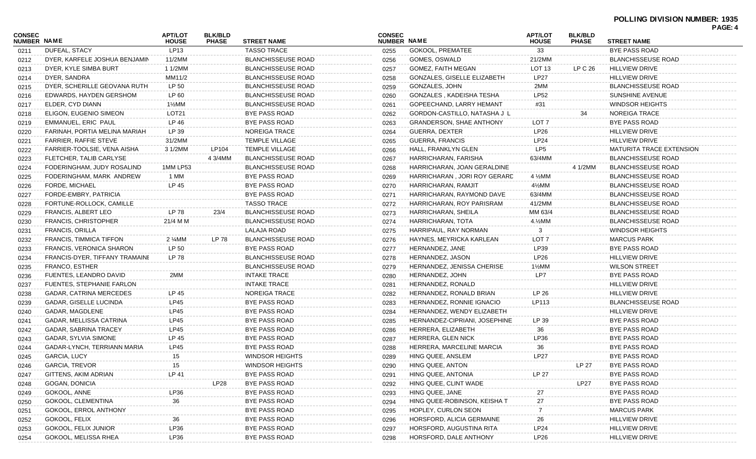**POLLING DIVISION NUMBER: 1935**

| CONSEC NUMBER | NAME | APT/LOT HOUSE | BLK/BLD PHASE | STREET NAME |
|---|---|---|---|---|
| 0211 | DUFEAL, STACY | LP13 | | TASSO TRACE |
| 0212 | DYER, KARFELE JOSHUA BENJAMIN | 11/2MM | | BLANCHISSEUSE ROAD |
| 0213 | DYER, KYLE SIMBA BURT | 1 1/2MM | | BLANCHISSEUSE ROAD |
| 0214 | DYER, SANDRA | MM11/2 | | BLANCHISSEUSE ROAD |
| 0215 | DYER, SCHERILLE GEOVANA RUTH | LP 50 | | BLANCHISSEUSE ROAD |
| 0216 | EDWARDS, HAYDEN GERSHOM | LP 60 | | BLANCHISSEUSE ROAD |
| 0217 | ELDER, CYD DIANN | 1½MM | | BLANCHISSEUSE ROAD |
| 0218 | ELIGON, EUGENIO SIMEON | LOT21 | | BYE PASS ROAD |
| 0219 | EMMANUEL, ERIC PAUL | LP 46 | | BYE PASS ROAD |
| 0220 | FARINAH, PORTIA MELINA MARIAH | LP 39 | | NOREIGA TRACE |
| 0221 | FARRIER, RAFFIE STEVE | 31/2MM | | TEMPLE VILLAGE |
| 0222 | FARRIER-TOOLSIE, VENA AISHA | 3 1/2MM | LP104 | TEMPLE VILLAGE |
| 0223 | FLETCHER, TALIB CARLYSE | | 4 3/4MM | BLANCHISSEUSE ROAD |
| 0224 | FODERINGHAM, JUDY ROSALIND | 1MM LP53 | | BLANCHISSEUSE ROAD |
| 0225 | FODERINGHAM, MARK ANDREW | 1 MM | | BYE PASS ROAD |
| 0226 | FORDE, MICHAEL | LP 45 | | BYE PASS ROAD |
| 0227 | FORDE-EMBRY, PATRICIA | | | BYE PASS ROAD |
| 0228 | FORTUNE-ROLLOCK, CAMILLE | | | TASSO TRACE |
| 0229 | FRANCIS, ALBERT LEO | LP 78 | 23/4 | BLANCHISSEUSE ROAD |
| 0230 | FRANCIS, CHRISTOPHER | 21/4 M M | | BLANCHISSEUSE ROAD |
| 0231 | FRANCIS, ORILLA | | | LALAJA ROAD |
| 0232 | FRANCIS, TIMMICA TIFFON | 2 ¼MM | LP 78 | BLANCHISSEUSE ROAD |
| 0233 | FRANCIS, VERONICA SHARON | LP 50 | | BYE PASS ROAD |
| 0234 | FRANCIS-DYER, TIFFANY TRAMAINE | LP 78 | | BLANCHISSEUSE ROAD |
| 0235 | FRANCO, ESTHER | | | BLANCHISSEUSE ROAD |
| 0236 | FUENTES, LEANDRO DAVID | 2MM | | INTAKE TRACE |
| 0237 | FUENTES, STEPHANIE FARLON | | | INTAKE TRACE |
| 0238 | GADAR, CATRINA MERCEDES | LP 45 | | NOREIGA TRACE |
| 0239 | GADAR, GISELLE LUCINDA | LP45 | | BYE PASS ROAD |
| 0240 | GADAR, MAGDLENE | LP45 | | BYE PASS ROAD |
| 0241 | GADAR, MELLISSA CATRINA | LP45 | | BYE PASS ROAD |
| 0242 | GADAR, SABRINA TRACEY | LP45 | | BYE PASS ROAD |
| 0243 | GADAR, SYLVIA SIMONE | LP 45 | | BYE PASS ROAD |
| 0244 | GADAR-LYNCH, TERRIANN MARIA | LP45 | | BYE PASS ROAD |
| 0245 | GARCIA, LUCY | 15 | | WINDSOR HEIGHTS |
| 0246 | GARCIA, TREVOR | 15 | | WINDSOR HEIGHTS |
| 0247 | GITTENS, AKIM ADRIAN | LP 41 | | BYE PASS ROAD |
| 0248 | GOGAN, DONICIA | | LP28 | BYE PASS ROAD |
| 0249 | GOKOOL, ANNE | LP36 | | BYE PASS ROAD |
| 0250 | GOKOOL, CLEMENTINA | 36 | | BYE PASS ROAD |
| 0251 | GOKOOL, ERROL ANTHONY | | | BYE PASS ROAD |
| 0252 | GOKOOL, FELIX | 36 | | BYE PASS ROAD |
| 0253 | GOKOOL, FELIX JUNIOR | LP36 | | BYE PASS ROAD |
| 0254 | GOKOOL, MELISSA RHEA | LP36 | | BYE PASS ROAD |
| 0255 | GOKOOL, PREMATEE | 33 | | BYE PASS ROAD |
| 0256 | GOMES, OSWALD | 21/2MM | | BLANCHISSEUSE ROAD |
| 0257 | GOMEZ, FAITH MEGAN | LOT 13 | LP C 26 | HILLVIEW DRIVE |
| 0258 | GONZALES, GISELLE ELIZABETH | LP27 | | HILLVIEW DRIVE |
| 0259 | GONZALES, JOHN | 2MM | | BLANCHISSEUSE ROAD |
| 0260 | GONZALES , KADEISHA TESHA | LP52 | | SUNSHINE AVENUE |
| 0261 | GOPEECHAND, LARRY HEMANT | #31 | | WINDSOR HEIGHTS |
| 0262 | GORDON-CASTILLO, NATASHA J L | | 34 | NOREIGA TRACE |
| 0263 | GRANDERSON, SHAE ANTHONY | LOT 7 | | BYE PASS ROAD |
| 0264 | GUERRA, DEXTER | LP26 | | HILLVIEW DRIVE |
| 0265 | GUERRA, FRANCIS | LP24 | | HILLVIEW DRIVE |
| 0266 | HALL, FRANKLYN GLEN | LP5 | | MATURITA TRACE EXTENSION |
| 0267 | HARRICHARAN, FARISHA | 63/4MM | | BLANCHISSEUSE ROAD |
| 0268 | HARRICHARAN, JOAN GERALDINE | | 4 1/2MM | BLANCHISSEUSE ROAD |
| 0269 | HARRICHARAN , JORI ROY GERARD | 4 ½MM | | BLANCHISSEUSE ROAD |
| 0270 | HARRICHARAN, RAMJIT | 4½MM | | BLANCHISSEUSE ROAD |
| 0271 | HARRICHARAN, RAYMOND DAVE | 63/4MM | | BLANCHISSEUSE ROAD |
| 0272 | HARRICHARAN, ROY PARISRAM | 41/2MM | | BLANCHISSEUSE ROAD |
| 0273 | HARRICHARAN, SHEILA | MM 63/4 | | BLANCHISSEUSE ROAD |
| 0274 | HARRICHARAN, TOTA | 4.½MM | | BLANCHISSEUSE ROAD |
| 0275 | HARRIPAUL, RAY NORMAN | 3 | | WINDSOR HEIGHTS |
| 0276 | HAYNES, MEYRICKA KARLEAN | LOT 7 | | MARCUS PARK |
| 0277 | HERNANDEZ, JANE | LP39 | | BYE PASS ROAD |
| 0278 | HERNANDEZ, JASON | LP26 | | HILLVIEW DRIVE |
| 0279 | HERNANDEZ, JENISSA CHERISE | 1½MM | | WILSON STREET |
| 0280 | HERNANDEZ, JOHN | LP7 | | BYE PASS ROAD |
| 0281 | HERNANDEZ, RONALD | | | HILLVIEW DRIVE |
| 0282 | HERNANDEZ, RONALD BRIAN | LP 26 | | HILLVIEW DRIVE |
| 0283 | HERNANDEZ, RONNIE IGNACIO | LP113 | | BLANCHISSEUSE ROAD |
| 0284 | HERNANDEZ, WENDY ELIZABETH | | | HILLVIEW DRIVE |
| 0285 | HERNANDEZ-CIPRIANI, JOSEPHINE | LP 39 | | BYE PASS ROAD |
| 0286 | HERRERA, ELIZABETH | 36 | | BYE PASS ROAD |
| 0287 | HERRERA, GLEN NICK | LP36 | | BYE PASS ROAD |
| 0288 | HERRERA, MARCELINE MARCIA | 36 | | BYE PASS ROAD |
| 0289 | HING QUEE, ANSLEM | LP27 | | BYE PASS ROAD |
| 0290 | HING QUEE, ANTON | | LP 27 | BYE PASS ROAD |
| 0291 | HING QUEE, ANTONIA | LP 27 | | BYE PASS ROAD |
| 0292 | HING QUEE, CLINT WADE | | LP27 | BYE PASS ROAD |
| 0293 | HING QUEE, JANE | 27 | | BYE PASS ROAD |
| 0294 | HING QUEE-ROBINSON, KEISHA T | 27 | | BYE PASS ROAD |
| 0295 | HOPLEY, CURLON SEON | 7 | | MARCUS PARK |
| 0296 | HORSFORD, ALICIA GERMAINE | 26 | | HILLVIEW DRIVE |
| 0297 | HORSFORD, AUGUSTINA RITA | LP24 | | HILLVIEW DRIVE |
| 0298 | HORSFORD, DALE ANTHONY | LP26 | | HILLVIEW DRIVE |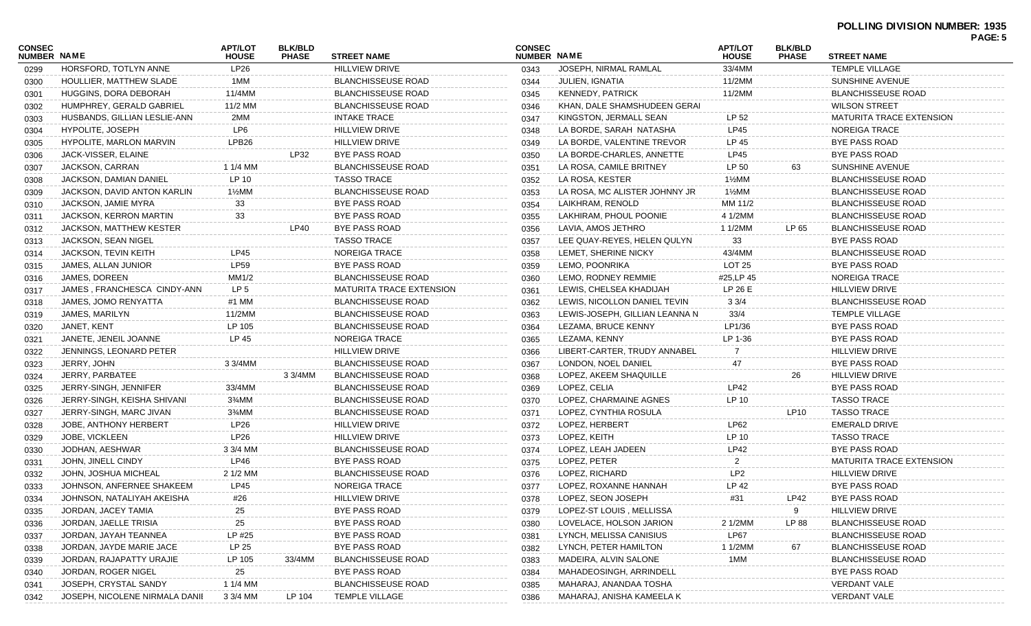**POLLING DIVISION NUMBER: 1935**

| CONSEC NUMBER | NAME | APT/LOT HOUSE | BLK/BLD PHASE | STREET NAME |
|---|---|---|---|---|
| 0299 | HORSFORD, TOTLYN ANNE | LP26 | | HILLVIEW DRIVE |
| 0300 | HOULLIER, MATTHEW SLADE | 1MM | | BLANCHISSEUSE ROAD |
| 0301 | HUGGINS, DORA DEBORAH | 11/4MM | | BLANCHISSEUSE ROAD |
| 0302 | HUMPHREY, GERALD GABRIEL | 11/2 MM | | BLANCHISSEUSE ROAD |
| 0303 | HUSBANDS, GILLIAN LESLIE-ANN | 2MM | | INTAKE TRACE |
| 0304 | HYPOLITE, JOSEPH | LP6 | | HILLVIEW DRIVE |
| 0305 | HYPOLITE, MARLON MARVIN | LPB26 | | HILLVIEW DRIVE |
| 0306 | JACK-VISSER, ELAINE | | LP32 | BYE PASS ROAD |
| 0307 | JACKSON, CARRAN | 1 1/4 MM | | BLANCHISSEUSE ROAD |
| 0308 | JACKSON, DAMIAN DANIEL | LP 10 | | TASSO TRACE |
| 0309 | JACKSON, DAVID ANTON KARLIN | 1½MM | | BLANCHISSEUSE ROAD |
| 0310 | JACKSON, JAMIE MYRA | 33 | | BYE PASS ROAD |
| 0311 | JACKSON, KERRON MARTIN | 33 | | BYE PASS ROAD |
| 0312 | JACKSON, MATTHEW KESTER | | LP40 | BYE PASS ROAD |
| 0313 | JACKSON, SEAN NIGEL | | | TASSO TRACE |
| 0314 | JACKSON, TEVIN KEITH | LP45 | | NOREIGA TRACE |
| 0315 | JAMES, ALLAN JUNIOR | LP59 | | BYE PASS ROAD |
| 0316 | JAMES, DOREEN | MM1/2 | | BLANCHISSEUSE ROAD |
| 0317 | JAMES , FRANCHESCA CINDY-ANN | LP 5 | | MATURITA TRACE EXTENSION |
| 0318 | JAMES, JOMO RENYATTA | #1 MM | | BLANCHISSEUSE ROAD |
| 0319 | JAMES, MARILYN | 11/2MM | | BLANCHISSEUSE ROAD |
| 0320 | JANET, KENT | LP 105 | | BLANCHISSEUSE ROAD |
| 0321 | JANETE, JENEIL JOANNE | LP 45 | | NOREIGA TRACE |
| 0322 | JENNINGS, LEONARD PETER | | | HILLVIEW DRIVE |
| 0323 | JERRY, JOHN | 3 3/4MM | | BLANCHISSEUSE ROAD |
| 0324 | JERRY, PARBATEE | | 3 3/4MM | BLANCHISSEUSE ROAD |
| 0325 | JERRY-SINGH, JENNIFER | 33/4MM | | BLANCHISSEUSE ROAD |
| 0326 | JERRY-SINGH, KEISHA SHIVANI | 3¾MM | | BLANCHISSEUSE ROAD |
| 0327 | JERRY-SINGH, MARC JIVAN | 3¾MM | | BLANCHISSEUSE ROAD |
| 0328 | JOBE, ANTHONY HERBERT | LP26 | | HILLVIEW DRIVE |
| 0329 | JOBE, VICKLEEN | LP26 | | HILLVIEW DRIVE |
| 0330 | JODHAN, AESHWAR | 3 3/4 MM | | BLANCHISSEUSE ROAD |
| 0331 | JOHN, JINELL CINDY | LP46 | | BYE PASS ROAD |
| 0332 | JOHN, JOSHUA MICHEAL | 2 1/2 MM | | BLANCHISSEUSE ROAD |
| 0333 | JOHNSON, ANFERNEE SHAKEEM | LP45 | | NOREIGA TRACE |
| 0334 | JOHNSON, NATALIYAH AKEISHA | #26 | | HILLVIEW DRIVE |
| 0335 | JORDAN, JACEY TAMIA | 25 | | BYE PASS ROAD |
| 0336 | JORDAN, JAELLE TRISIA | 25 | | BYE PASS ROAD |
| 0337 | JORDAN, JAYAH TEANNEA | LP #25 | | BYE PASS ROAD |
| 0338 | JORDAN, JAYDE MARIE JACE | LP 25 | | BYE PASS ROAD |
| 0339 | JORDAN, RAJAPATTY URAJIE | LP 105 | 33/4MM | BLANCHISSEUSE ROAD |
| 0340 | JORDAN, ROGER NIGEL | 25 | | BYE PASS ROAD |
| 0341 | JOSEPH, CRYSTAL SANDY | 1 1/4 MM | | BLANCHISSEUSE ROAD |
| 0342 | JOSEPH, NICOLENE NIRMALA DANII | 3 3/4 MM | LP 104 | TEMPLE VILLAGE |
| 0343 | JOSEPH, NIRMAL RAMLAL | 33/4MM | | TEMPLE VILLAGE |
| 0344 | JULIEN, IGNATIA | 11/2MM | | SUNSHINE AVENUE |
| 0345 | KENNEDY, PATRICK | 11/2MM | | BLANCHISSEUSE ROAD |
| 0346 | KHAN, DALE SHAMSHUDEEN GERAI | | | WILSON STREET |
| 0347 | KINGSTON, JERMALL SEAN | LP 52 | | MATURITA TRACE EXTENSION |
| 0348 | LA BORDE, SARAH NATASHA | LP45 | | NOREIGA TRACE |
| 0349 | LA BORDE, VALENTINE TREVOR | LP 45 | | BYE PASS ROAD |
| 0350 | LA BORDE-CHARLES, ANNETTE | LP45 | | BYE PASS ROAD |
| 0351 | LA ROSA, CAMILE BRITNEY | LP 50 | 63 | SUNSHINE AVENUE |
| 0352 | LA ROSA, KESTER | 1½MM | | BLANCHISSEUSE ROAD |
| 0353 | LA ROSA, MC ALISTER JOHNNY JR | 1½MM | | BLANCHISSEUSE ROAD |
| 0354 | LAIKHRAM, RENOLD | MM 11/2 | | BLANCHISSEUSE ROAD |
| 0355 | LAKHIRAM, PHOUL POONIE | 4 1/2MM | | BLANCHISSEUSE ROAD |
| 0356 | LAVIA, AMOS JETHRO | 1 1/2MM | LP 65 | BLANCHISSEUSE ROAD |
| 0357 | LEE QUAY-REYES, HELEN QULYN | 33 | | BYE PASS ROAD |
| 0358 | LEMET, SHERINE NICKY | 43/4MM | | BLANCHISSEUSE ROAD |
| 0359 | LEMO, POONRIKA | LOT 25 | | BYE PASS ROAD |
| 0360 | LEMO, RODNEY REMMIE | #25,LP 45 | | NOREIGA TRACE |
| 0361 | LEWIS, CHELSEA KHADIJAH | LP 26 E | | HILLVIEW DRIVE |
| 0362 | LEWIS, NICOLLON DANIEL TEVIN | 3 3/4 | | BLANCHISSEUSE ROAD |
| 0363 | LEWIS-JOSEPH, GILLIAN LEANNA N | 33/4 | | TEMPLE VILLAGE |
| 0364 | LEZAMA, BRUCE KENNY | LP1/36 | | BYE PASS ROAD |
| 0365 | LEZAMA, KENNY | LP 1-36 | | BYE PASS ROAD |
| 0366 | LIBERT-CARTER, TRUDY ANNABEL | 7 | | HILLVIEW DRIVE |
| 0367 | LONDON, NOEL DANIEL | 47 | | BYE PASS ROAD |
| 0368 | LOPEZ, AKEEM SHAQUILLE | | 26 | HILLVIEW DRIVE |
| 0369 | LOPEZ, CELIA | LP42 | | BYE PASS ROAD |
| 0370 | LOPEZ, CHARMAINE AGNES | LP 10 | | TASSO TRACE |
| 0371 | LOPEZ, CYNTHIA ROSULA | | LP10 | TASSO TRACE |
| 0372 | LOPEZ, HERBERT | LP62 | | EMERALD DRIVE |
| 0373 | LOPEZ, KEITH | LP 10 | | TASSO TRACE |
| 0374 | LOPEZ, LEAH JADEEN | LP42 | | BYE PASS ROAD |
| 0375 | LOPEZ, PETER | 2 | | MATURITA TRACE EXTENSION |
| 0376 | LOPEZ, RICHARD | LP2 | | HILLVIEW DRIVE |
| 0377 | LOPEZ, ROXANNE HANNAH | LP 42 | | BYE PASS ROAD |
| 0378 | LOPEZ, SEON JOSEPH | #31 | LP42 | BYE PASS ROAD |
| 0379 | LOPEZ-ST LOUIS , MELLISSA | | 9 | HILLVIEW DRIVE |
| 0380 | LOVELACE, HOLSON JARION | 2 1/2MM | LP 88 | BLANCHISSEUSE ROAD |
| 0381 | LYNCH, MELISSA CANISIUS | LP67 | | BLANCHISSEUSE ROAD |
| 0382 | LYNCH, PETER HAMILTON | 1 1/2MM | 67 | BLANCHISSEUSE ROAD |
| 0383 | MADEIRA, ALVIN SALONE | 1MM | | BLANCHISSEUSE ROAD |
| 0384 | MAHADEOSINGH, ARRINDELL | | | BYE PASS ROAD |
| 0385 | MAHARAJ, ANANDAA TOSHA | | | VERDANT VALE |
| 0386 | MAHARAJ, ANISHA KAMEELA K | | | VERDANT VALE |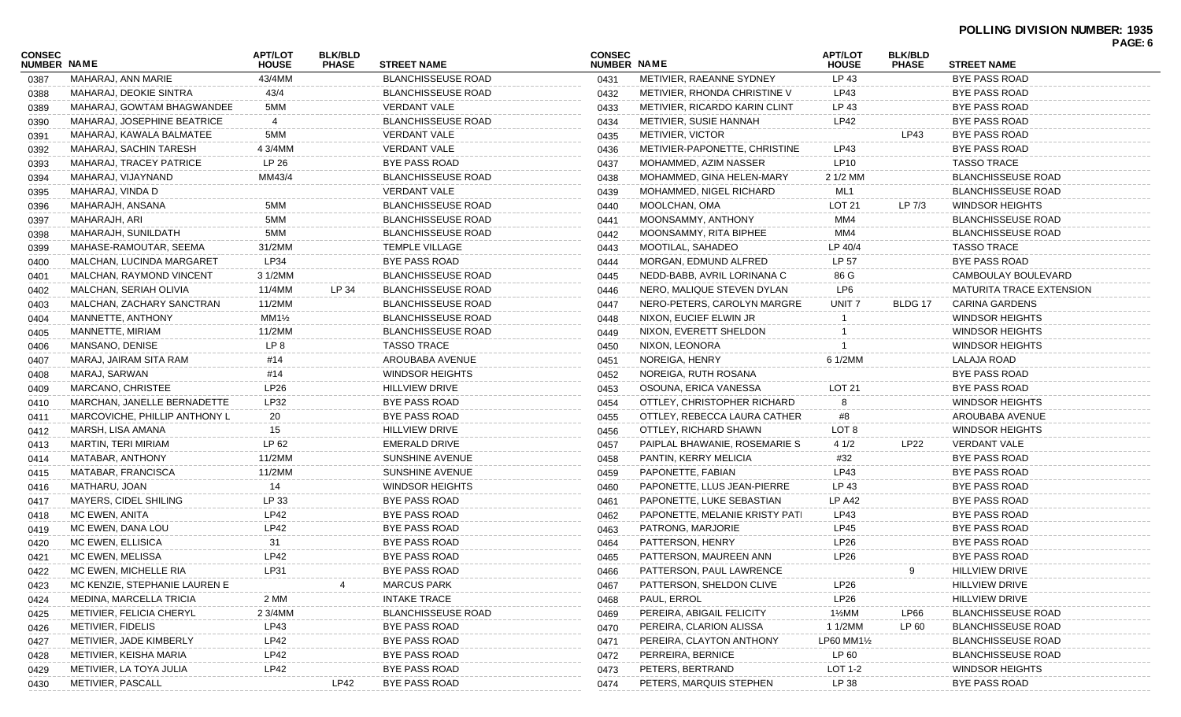**POLLING DIVISION NUMBER: 1935**

| CONSEC NUMBER | NAME | APT/LOT HOUSE | BLK/BLD PHASE | STREET NAME |
|---|---|---|---|---|
| 0387 | MAHARAJ, ANN MARIE | 43/4MM | | BLANCHISSEUSE ROAD |
| 0388 | MAHARAJ, DEOKIE SINTRA | 43/4 | | BLANCHISSEUSE ROAD |
| 0389 | MAHARAJ, GOWTAM BHAGWANDEE | 5MM | | VERDANT VALE |
| 0390 | MAHARAJ, JOSEPHINE BEATRICE | 4 | | BLANCHISSEUSE ROAD |
| 0391 | MAHARAJ, KAWALA BALMATEE | 5MM | | VERDANT VALE |
| 0392 | MAHARAJ, SACHIN TARESH | 4 3/4MM | | VERDANT VALE |
| 0393 | MAHARAJ, TRACEY PATRICE | LP 26 | | BYE PASS ROAD |
| 0394 | MAHARAJ, VIJAYNAND | MM43/4 | | BLANCHISSEUSE ROAD |
| 0395 | MAHARAJ, VINDA D | | | VERDANT VALE |
| 0396 | MAHARAJH, ANSANA | 5MM | | BLANCHISSEUSE ROAD |
| 0397 | MAHARAJH, ARI | 5MM | | BLANCHISSEUSE ROAD |
| 0398 | MAHARAJH, SUNILDATH | 5MM | | BLANCHISSEUSE ROAD |
| 0399 | MAHASE-RAMOUTAR, SEEMA | 31/2MM | | TEMPLE VILLAGE |
| 0400 | MALCHAN, LUCINDA MARGARET | LP34 | | BYE PASS ROAD |
| 0401 | MALCHAN, RAYMOND VINCENT | 3 1/2MM | | BLANCHISSEUSE ROAD |
| 0402 | MALCHAN, SERIAH OLIVIA | 11/4MM | LP 34 | BLANCHISSEUSE ROAD |
| 0403 | MALCHAN, ZACHARY SANCTRAN | 11/2MM | | BLANCHISSEUSE ROAD |
| 0404 | MANNETTE, ANTHONY | MM1½ | | BLANCHISSEUSE ROAD |
| 0405 | MANNETTE, MIRIAM | 11/2MM | | BLANCHISSEUSE ROAD |
| 0406 | MANSANO, DENISE | LP 8 | | TASSO TRACE |
| 0407 | MARAJ, JAIRAM SITA RAM | #14 | | AROUBABA AVENUE |
| 0408 | MARAJ, SARWAN | #14 | | WINDSOR HEIGHTS |
| 0409 | MARCANO, CHRISTEE | LP26 | | HILLVIEW DRIVE |
| 0410 | MARCHAN, JANELLE BERNADETTE | LP32 | | BYE PASS ROAD |
| 0411 | MARCOVICHE, PHILLIP ANTHONY L | 20 | | BYE PASS ROAD |
| 0412 | MARSH, LISA AMANA | 15 | | HILLVIEW DRIVE |
| 0413 | MARTIN, TERI MIRIAM | LP 62 | | EMERALD DRIVE |
| 0414 | MATABAR, ANTHONY | 11/2MM | | SUNSHINE AVENUE |
| 0415 | MATABAR, FRANCISCA | 11/2MM | | SUNSHINE AVENUE |
| 0416 | MATHARU, JOAN | 14 | | WINDSOR HEIGHTS |
| 0417 | MAYERS, CIDEL SHILING | LP 33 | | BYE PASS ROAD |
| 0418 | MC EWEN, ANITA | LP42 | | BYE PASS ROAD |
| 0419 | MC EWEN, DANA LOU | LP42 | | BYE PASS ROAD |
| 0420 | MC EWEN, ELLISICA | 31 | | BYE PASS ROAD |
| 0421 | MC EWEN, MELISSA | LP42 | | BYE PASS ROAD |
| 0422 | MC EWEN, MICHELLE RIA | LP31 | | BYE PASS ROAD |
| 0423 | MC KENZIE, STEPHANIE LAUREN E | | 4 | MARCUS PARK |
| 0424 | MEDINA, MARCELLA TRICIA | 2 MM | | INTAKE TRACE |
| 0425 | METIVIER, FELICIA CHERYL | 2 3/4MM | | BLANCHISSEUSE ROAD |
| 0426 | METIVIER, FIDELIS | LP43 | | BYE PASS ROAD |
| 0427 | METIVIER, JADE KIMBERLY | LP42 | | BYE PASS ROAD |
| 0428 | METIVIER, KEISHA MARIA | LP42 | | BYE PASS ROAD |
| 0429 | METIVIER, LA TOYA JULIA | LP42 | | BYE PASS ROAD |
| 0430 | METIVIER, PASCALL | | LP42 | BYE PASS ROAD |
| 0431 | METIVIER, RAEANNE SYDNEY | LP 43 | | BYE PASS ROAD |
| 0432 | METIVIER, RHONDA CHRISTINE V | LP43 | | BYE PASS ROAD |
| 0433 | METIVIER, RICARDO KARIN CLINT | LP 43 | | BYE PASS ROAD |
| 0434 | METIVIER, SUSIE HANNAH | LP42 | | BYE PASS ROAD |
| 0435 | METIVIER, VICTOR | | LP43 | BYE PASS ROAD |
| 0436 | METIVIER-PAPONETTE, CHRISTINE | LP43 | | BYE PASS ROAD |
| 0437 | MOHAMMED, AZIM NASSER | LP10 | | TASSO TRACE |
| 0438 | MOHAMMED, GINA HELEN-MARY | 2 1/2 MM | | BLANCHISSEUSE ROAD |
| 0439 | MOHAMMED, NIGEL RICHARD | ML1 | | BLANCHISSEUSE ROAD |
| 0440 | MOOLCHAN, OMA | LOT 21 | LP 7/3 | WINDSOR HEIGHTS |
| 0441 | MOONSAMMY, ANTHONY | MM4 | | BLANCHISSEUSE ROAD |
| 0442 | MOONSAMMY, RITA BIPHEE | MM4 | | BLANCHISSEUSE ROAD |
| 0443 | MOOTILAL, SAHADEO | LP 40/4 | | TASSO TRACE |
| 0444 | MORGAN, EDMUND ALFRED | LP 57 | | BYE PASS ROAD |
| 0445 | NEDD-BABB, AVRIL LORINANA C | 86 G | | CAMBOULAY BOULEVARD |
| 0446 | NERO, MALIQUE STEVEN DYLAN | LP6 | | MATURITA TRACE EXTENSION |
| 0447 | NERO-PETERS, CAROLYN MARGRE | UNIT 7 | BLDG 17 | CARINA GARDENS |
| 0448 | NIXON, EUCIEF ELWIN JR | 1 | | WINDSOR HEIGHTS |
| 0449 | NIXON, EVERETT SHELDON | 1 | | WINDSOR HEIGHTS |
| 0450 | NIXON, LEONORA | 1 | | WINDSOR HEIGHTS |
| 0451 | NOREIGA, HENRY | 6 1/2MM | | LALAJA ROAD |
| 0452 | NOREIGA, RUTH ROSANA | | | BYE PASS ROAD |
| 0453 | OSOUNA, ERICA VANESSA | LOT 21 | | BYE PASS ROAD |
| 0454 | OTTLEY, CHRISTOPHER RICHARD | 8 | | WINDSOR HEIGHTS |
| 0455 | OTTLEY, REBECCA LAURA CATHER | #8 | | AROUBABA AVENUE |
| 0456 | OTTLEY, RICHARD SHAWN | LOT 8 | | WINDSOR HEIGHTS |
| 0457 | PAIPLAL BHAWANIE, ROSEMARIE S | 4 1/2 | LP22 | VERDANT VALE |
| 0458 | PANTIN, KERRY MELICIA | #32 | | BYE PASS ROAD |
| 0459 | PAPONETTE, FABIAN | LP43 | | BYE PASS ROAD |
| 0460 | PAPONETTE, LLUS JEAN-PIERRE | LP 43 | | BYE PASS ROAD |
| 0461 | PAPONETTE, LUKE SEBASTIAN | LP A42 | | BYE PASS ROAD |
| 0462 | PAPONETTE, MELANIE KRISTY PATI | LP43 | | BYE PASS ROAD |
| 0463 | PATRONG, MARJORIE | LP45 | | BYE PASS ROAD |
| 0464 | PATTERSON, HENRY | LP26 | | BYE PASS ROAD |
| 0465 | PATTERSON, MAUREEN ANN | LP26 | | BYE PASS ROAD |
| 0466 | PATTERSON, PAUL LAWRENCE | | 9 | HILLVIEW DRIVE |
| 0467 | PATTERSON, SHELDON CLIVE | LP26 | | HILLVIEW DRIVE |
| 0468 | PAUL, ERROL | LP26 | | HILLVIEW DRIVE |
| 0469 | PEREIRA, ABIGAIL FELICITY | 1½MM | LP66 | BLANCHISSEUSE ROAD |
| 0470 | PEREIRA, CLARION ALISSA | 1 1/2MM | LP 60 | BLANCHISSEUSE ROAD |
| 0471 | PEREIRA, CLAYTON ANTHONY | LP60 MM1½ | | BLANCHISSEUSE ROAD |
| 0472 | PERREIRA, BERNICE | LP 60 | | BLANCHISSEUSE ROAD |
| 0473 | PETERS, BERTRAND | LOT 1-2 | | WINDSOR HEIGHTS |
| 0474 | PETERS, MARQUIS STEPHEN | LP 38 | | BYE PASS ROAD |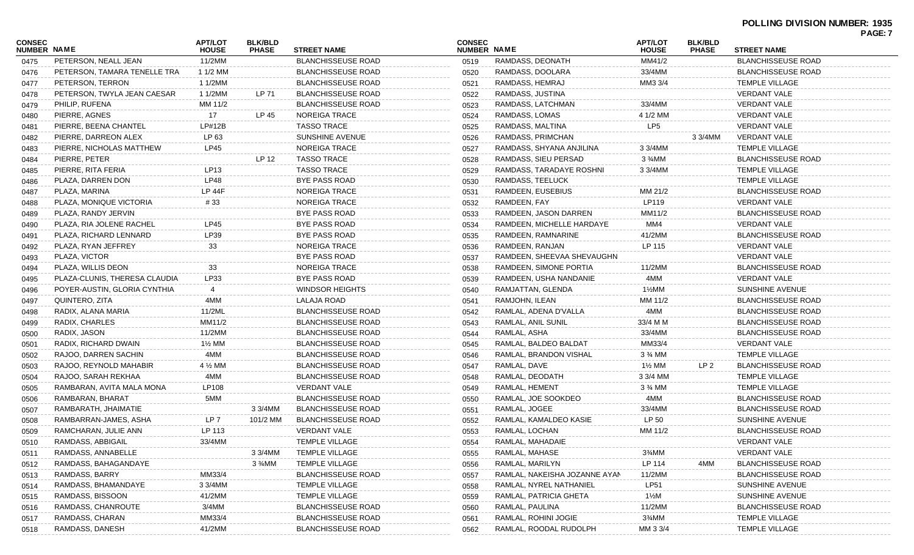**POLLING DIVISION NUMBER: 1935**

| CONSEC NUMBER | NAME | APT/LOT HOUSE | BLK/BLD PHASE | STREET NAME |
|---|---|---|---|---|
| 0475 | PETERSON, NEALL JEAN | 11/2MM | | BLANCHISSEUSE ROAD |
| 0476 | PETERSON, TAMARA TENELLE TRA | 1 1/2 MM | | BLANCHISSEUSE ROAD |
| 0477 | PETERSON, TERRON | 1 1/2MM | | BLANCHISSEUSE ROAD |
| 0478 | PETERSON, TWYLA JEAN CAESAR | 1 1/2MM | LP 71 | BLANCHISSEUSE ROAD |
| 0479 | PHILIP, RUFENA | MM 11/2 | | BLANCHISSEUSE ROAD |
| 0480 | PIERRE, AGNES | 17 | LP 45 | NOREIGA TRACE |
| 0481 | PIERRE, BEENA CHANTEL | LP#12B | | TASSO TRACE |
| 0482 | PIERRE, DARREON ALEX | LP 63 | | SUNSHINE AVENUE |
| 0483 | PIERRE, NICHOLAS MATTHEW | LP45 | | NOREIGA TRACE |
| 0484 | PIERRE, PETER | | LP 12 | TASSO TRACE |
| 0485 | PIERRE, RITA FERIA | LP13 | | TASSO TRACE |
| 0486 | PLAZA, DARREN DON | LP48 | | BYE PASS ROAD |
| 0487 | PLAZA, MARINA | LP 44F | | NOREIGA TRACE |
| 0488 | PLAZA, MONIQUE VICTORIA | # 33 | | NOREIGA TRACE |
| 0489 | PLAZA, RANDY JERVIN | | | BYE PASS ROAD |
| 0490 | PLAZA, RIA JOLENE RACHEL | LP45 | | BYE PASS ROAD |
| 0491 | PLAZA, RICHARD LENNARD | LP39 | | BYE PASS ROAD |
| 0492 | PLAZA, RYAN JEFFREY | 33 | | NOREIGA TRACE |
| 0493 | PLAZA, VICTOR | | | BYE PASS ROAD |
| 0494 | PLAZA, WILLIS DEON | 33 | | NOREIGA TRACE |
| 0495 | PLAZA-CLUNIS, THERESA CLAUDIA | LP33 | | BYE PASS ROAD |
| 0496 | POYER-AUSTIN, GLORIA CYNTHIA | 4 | | WINDSOR HEIGHTS |
| 0497 | QUINTERO, ZITA | 4MM | | LALAJA ROAD |
| 0498 | RADIX, ALANA MARIA | 11/2ML | | BLANCHISSEUSE ROAD |
| 0499 | RADIX, CHARLES | MM11/2 | | BLANCHISSEUSE ROAD |
| 0500 | RADIX, JASON | 11/2MM | | BLANCHISSEUSE ROAD |
| 0501 | RADIX, RICHARD DWAIN | 1½ MM | | BLANCHISSEUSE ROAD |
| 0502 | RAJOO, DARREN SACHIN | 4MM | | BLANCHISSEUSE ROAD |
| 0503 | RAJOO, REYNOLD MAHABIR | 4 ½ MM | | BLANCHISSEUSE ROAD |
| 0504 | RAJOO, SARAH REKHAA | 4MM | | BLANCHISSEUSE ROAD |
| 0505 | RAMBARAN, AVITA MALA MONA | LP108 | | VERDANT VALE |
| 0506 | RAMBARAN, BHARAT | 5MM | | BLANCHISSEUSE ROAD |
| 0507 | RAMBARATH, JHAIMATIE | | 3 3/4MM | BLANCHISSEUSE ROAD |
| 0508 | RAMBARRAN-JAMES, ASHA | LP 7 | 101/2 MM | BLANCHISSEUSE ROAD |
| 0509 | RAMCHARAN, JULIE ANN | LP 113 | | VERDANT VALE |
| 0510 | RAMDASS, ABBIGAIL | 33/4MM | | TEMPLE VILLAGE |
| 0511 | RAMDASS, ANNABELLE | | 3 3/4MM | TEMPLE VILLAGE |
| 0512 | RAMDASS, BAHAGANDAYE | | 3 ¾MM | TEMPLE VILLAGE |
| 0513 | RAMDASS, BARRY | MM33/4 | | BLANCHISSEUSE ROAD |
| 0514 | RAMDASS, BHAMANDAYE | 3 3/4MM | | TEMPLE VILLAGE |
| 0515 | RAMDASS, BISSOON | 41/2MM | | TEMPLE VILLAGE |
| 0516 | RAMDASS, CHANROUTE | 3/4MM | | BLANCHISSEUSE ROAD |
| 0517 | RAMDASS, CHARAN | MM33/4 | | BLANCHISSEUSE ROAD |
| 0518 | RAMDASS, DANESH | 41/2MM | | BLANCHISSEUSE ROAD |
| 0519 | RAMDASS, DEONATH | MM41/2 | | BLANCHISSEUSE ROAD |
| 0520 | RAMDASS, DOOLARA | 33/4MM | | BLANCHISSEUSE ROAD |
| 0521 | RAMDASS, HEMRAJ | MM3 3/4 | | TEMPLE VILLAGE |
| 0522 | RAMDASS, JUSTINA | | | VERDANT VALE |
| 0523 | RAMDASS, LATCHMAN | 33/4MM | | VERDANT VALE |
| 0524 | RAMDASS, LOMAS | 4 1/2 MM | | VERDANT VALE |
| 0525 | RAMDASS, MALTINA | LP5 | | VERDANT VALE |
| 0526 | RAMDASS, PRIMCHAN | | 3 3/4MM | VERDANT VALE |
| 0527 | RAMDASS, SHYANA ANJILINA | 3 3/4MM | | TEMPLE VILLAGE |
| 0528 | RAMDASS, SIEU PERSAD | 3 ¾MM | | BLANCHISSEUSE ROAD |
| 0529 | RAMDASS, TARADAYE ROSHNI | 3 3/4MM | | TEMPLE VILLAGE |
| 0530 | RAMDASS, TEELUCK | | | TEMPLE VILLAGE |
| 0531 | RAMDEEN, EUSEBIUS | MM 21/2 | | BLANCHISSEUSE ROAD |
| 0532 | RAMDEEN, FAY | LP119 | | VERDANT VALE |
| 0533 | RAMDEEN, JASON DARREN | MM11/2 | | BLANCHISSEUSE ROAD |
| 0534 | RAMDEEN, MICHELLE HARDAYE | MM4 | | VERDANT VALE |
| 0535 | RAMDEEN, RAMNARINE | 41/2MM | | BLANCHISSEUSE ROAD |
| 0536 | RAMDEEN, RANJAN | LP 115 | | VERDANT VALE |
| 0537 | RAMDEEN, SHEEVAA SHEVAUGHN | | | VERDANT VALE |
| 0538 | RAMDEEN, SIMONE PORTIA | 11/2MM | | BLANCHISSEUSE ROAD |
| 0539 | RAMDEEN, USHA NANDANIE | 4MM | | VERDANT VALE |
| 0540 | RAMJATTAN, GLENDA | 1½MM | | SUNSHINE AVENUE |
| 0541 | RAMJOHN, ILEAN | MM 11/2 | | BLANCHISSEUSE ROAD |
| 0542 | RAMLAL, ADENA D'VALLA | 4MM | | BLANCHISSEUSE ROAD |
| 0543 | RAMLAL, ANIL SUNIL | 33/4 M M | | BLANCHISSEUSE ROAD |
| 0544 | RAMLAL, ASHA | 33/4MM | | BLANCHISSEUSE ROAD |
| 0545 | RAMLAL, BALDEO BALDAT | MM33/4 | | VERDANT VALE |
| 0546 | RAMLAL, BRANDON VISHAL | 3 ¾ MM | | TEMPLE VILLAGE |
| 0547 | RAMLAL, DAVE | 1½ MM | LP 2 | BLANCHISSEUSE ROAD |
| 0548 | RAMLAL, DEODATH | 3 3/4 MM | | TEMPLE VILLAGE |
| 0549 | RAMLAL, HEMENT | 3 ¾ MM | | TEMPLE VILLAGE |
| 0550 | RAMLAL, JOE SOOKDEO | 4MM | | BLANCHISSEUSE ROAD |
| 0551 | RAMLAL, JOGEE | 33/4MM | | BLANCHISSEUSE ROAD |
| 0552 | RAMLAL, KAMALDEO KASIE | LP 50 | | SUNSHINE AVENUE |
| 0553 | RAMLAL, LOCHAN | MM 11/2 | | BLANCHISSEUSE ROAD |
| 0554 | RAMLAL, MAHADAIE | | | VERDANT VALE |
| 0555 | RAMLAL, MAHASE | 3¾MM | | VERDANT VALE |
| 0556 | RAMLAL, MARILYN | LP 114 | 4MM | BLANCHISSEUSE ROAD |
| 0557 | RAMLAL, NAKEISHA JOZANNE AYAN | 11/2MM | | BLANCHISSEUSE ROAD |
| 0558 | RAMLAL, NYREL NATHANIEL | LP51 | | SUNSHINE AVENUE |
| 0559 | RAMLAL, PATRICIA GHETA | 1½M | | SUNSHINE AVENUE |
| 0560 | RAMLAL, PAULINA | 11/2MM | | BLANCHISSEUSE ROAD |
| 0561 | RAMLAL, ROHINI JOGIE | 3¾MM | | TEMPLE VILLAGE |
| 0562 | RAMLAL, ROODAL RUDOLPH | MM 3 3/4 | | TEMPLE VILLAGE |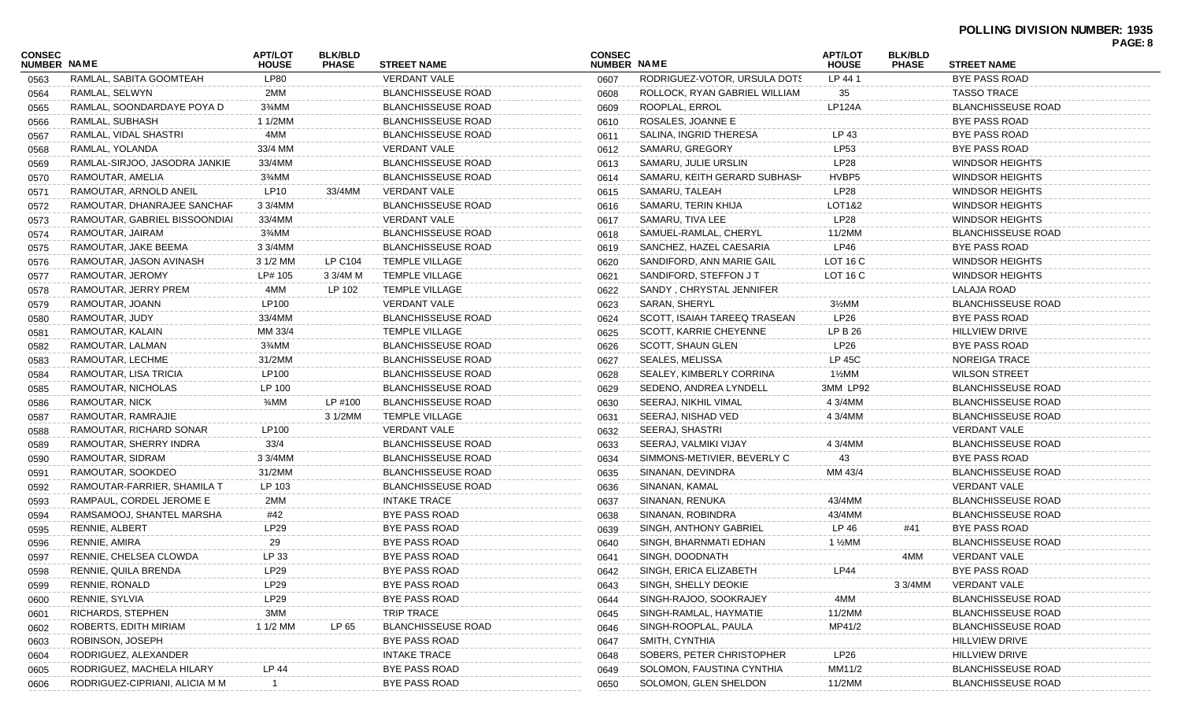**POLLING DIVISION NUMBER: 1935**

| CONSEC NUMBER | NAME | APT/LOT HOUSE | BLK/BLD PHASE | STREET NAME |
|---|---|---|---|---|
| 0563 | RAMLAL, SABITA GOOMTEAH | LP80 | | VERDANT VALE |
| 0564 | RAMLAL, SELWYN | 2MM | | BLANCHISSEUSE ROAD |
| 0565 | RAMLAL, SOONDARDAYE POYA D | 3¾MM | | BLANCHISSEUSE ROAD |
| 0566 | RAMLAL, SUBHASH | 1 1/2MM | | BLANCHISSEUSE ROAD |
| 0567 | RAMLAL, VIDAL SHASTRI | 4MM | | BLANCHISSEUSE ROAD |
| 0568 | RAMLAL, YOLANDA | 33/4 MM | | VERDANT VALE |
| 0569 | RAMLAL-SIRJOO, JASODRA JANKIE | 33/4MM | | BLANCHISSEUSE ROAD |
| 0570 | RAMOUTAR, AMELIA | 3¾MM | | BLANCHISSEUSE ROAD |
| 0571 | RAMOUTAR, ARNOLD ANEIL | LP10 | 33/4MM | VERDANT VALE |
| 0572 | RAMOUTAR, DHANRAJEE SANCHAF | 3 3/4MM | | BLANCHISSEUSE ROAD |
| 0573 | RAMOUTAR, GABRIEL BISSOONDIAI | 33/4MM | | VERDANT VALE |
| 0574 | RAMOUTAR, JAIRAM | 3¾MM | | BLANCHISSEUSE ROAD |
| 0575 | RAMOUTAR, JAKE BEEMA | 3 3/4MM | | BLANCHISSEUSE ROAD |
| 0576 | RAMOUTAR, JASON AVINASH | 3 1/2 MM | LP C104 | TEMPLE VILLAGE |
| 0577 | RAMOUTAR, JEROMY | LP# 105 | 3 3/4M M | TEMPLE VILLAGE |
| 0578 | RAMOUTAR, JERRY PREM | 4MM | LP 102 | TEMPLE VILLAGE |
| 0579 | RAMOUTAR, JOANN | LP100 | | VERDANT VALE |
| 0580 | RAMOUTAR, JUDY | 33/4MM | | BLANCHISSEUSE ROAD |
| 0581 | RAMOUTAR, KALAIN | MM 33/4 | | TEMPLE VILLAGE |
| 0582 | RAMOUTAR, LALMAN | 3¾MM | | BLANCHISSEUSE ROAD |
| 0583 | RAMOUTAR, LECHME | 31/2MM | | BLANCHISSEUSE ROAD |
| 0584 | RAMOUTAR, LISA TRICIA | LP100 | | BLANCHISSEUSE ROAD |
| 0585 | RAMOUTAR, NICHOLAS | LP 100 | | BLANCHISSEUSE ROAD |
| 0586 | RAMOUTAR, NICK | ¾MM | LP #100 | BLANCHISSEUSE ROAD |
| 0587 | RAMOUTAR, RAMRAJIE | | 3 1/2MM | TEMPLE VILLAGE |
| 0588 | RAMOUTAR, RICHARD SONAR | LP100 | | VERDANT VALE |
| 0589 | RAMOUTAR, SHERRY INDRA | 33/4 | | BLANCHISSEUSE ROAD |
| 0590 | RAMOUTAR, SIDRAM | 3 3/4MM | | BLANCHISSEUSE ROAD |
| 0591 | RAMOUTAR, SOOKDEO | 31/2MM | | BLANCHISSEUSE ROAD |
| 0592 | RAMOUTAR-FARRIER, SHAMILA T | LP 103 | | BLANCHISSEUSE ROAD |
| 0593 | RAMPAUL, CORDEL JEROME E | 2MM | | INTAKE TRACE |
| 0594 | RAMSAMOOJ, SHANTEL MARSHA | #42 | | BYE PASS ROAD |
| 0595 | RENNIE, ALBERT | LP29 | | BYE PASS ROAD |
| 0596 | RENNIE, AMIRA | 29 | | BYE PASS ROAD |
| 0597 | RENNIE, CHELSEA CLOWDA | LP 33 | | BYE PASS ROAD |
| 0598 | RENNIE, QUILA BRENDA | LP29 | | BYE PASS ROAD |
| 0599 | RENNIE, RONALD | LP29 | | BYE PASS ROAD |
| 0600 | RENNIE, SYLVIA | LP29 | | BYE PASS ROAD |
| 0601 | RICHARDS, STEPHEN | 3MM | | TRIP TRACE |
| 0602 | ROBERTS, EDITH MIRIAM | 1 1/2 MM | LP 65 | BLANCHISSEUSE ROAD |
| 0603 | ROBINSON, JOSEPH | | | BYE PASS ROAD |
| 0604 | RODRIGUEZ, ALEXANDER | | | INTAKE TRACE |
| 0605 | RODRIGUEZ, MACHELA HILARY | LP 44 | | BYE PASS ROAD |
| 0606 | RODRIGUEZ-CIPRIANI, ALICIA M M | 1 | | BYE PASS ROAD |
| 0607 | RODRIGUEZ-VOTOR, URSULA DOTS | LP 44 1 | | BYE PASS ROAD |
| 0608 | ROLLOCK, RYAN GABRIEL WILLIAM | 35 | | TASSO TRACE |
| 0609 | ROOPLAL, ERROL | LP124A | | BLANCHISSEUSE ROAD |
| 0610 | ROSALES, JOANNE E | | | BYE PASS ROAD |
| 0611 | SALINA, INGRID THERESA | LP 43 | | BYE PASS ROAD |
| 0612 | SAMARU, GREGORY | LP53 | | BYE PASS ROAD |
| 0613 | SAMARU, JULIE URSLIN | LP28 | | WINDSOR HEIGHTS |
| 0614 | SAMARU, KEITH GERARD SUBHASH | HVBP5 | | WINDSOR HEIGHTS |
| 0615 | SAMARU, TALEAH | LP28 | | WINDSOR HEIGHTS |
| 0616 | SAMARU, TERIN KHIJA | LOT1&2 | | WINDSOR HEIGHTS |
| 0617 | SAMARU, TIVA LEE | LP28 | | WINDSOR HEIGHTS |
| 0618 | SAMUEL-RAMLAL, CHERYL | 11/2MM | | BLANCHISSEUSE ROAD |
| 0619 | SANCHEZ, HAZEL CAESARIA | LP46 | | BYE PASS ROAD |
| 0620 | SANDIFORD, ANN MARIE GAIL | LOT 16 C | | WINDSOR HEIGHTS |
| 0621 | SANDIFORD, STEFFON J T | LOT 16 C | | WINDSOR HEIGHTS |
| 0622 | SANDY , CHRYSTAL JENNIFER | | | LALAJA ROAD |
| 0623 | SARAN, SHERYL | 3½MM | | BLANCHISSEUSE ROAD |
| 0624 | SCOTT, ISAIAH TAREEQ TRASEAN | LP26 | | BYE PASS ROAD |
| 0625 | SCOTT, KARRIE CHEYENNE | LP B 26 | | HILLVIEW DRIVE |
| 0626 | SCOTT, SHAUN GLEN | LP26 | | BYE PASS ROAD |
| 0627 | SEALES, MELISSA | LP 45C | | NOREIGA TRACE |
| 0628 | SEALEY, KIMBERLY CORRINA | 1½MM | | WILSON STREET |
| 0629 | SEDENO, ANDREA LYNDELL | 3MM LP92 | | BLANCHISSEUSE ROAD |
| 0630 | SEERAJ, NIKHIL VIMAL | 4 3/4MM | | BLANCHISSEUSE ROAD |
| 0631 | SEERAJ, NISHAD VED | 4 3/4MM | | BLANCHISSEUSE ROAD |
| 0632 | SEERAJ, SHASTRI | | | VERDANT VALE |
| 0633 | SEERAJ, VALMIKI VIJAY | 4 3/4MM | | BLANCHISSEUSE ROAD |
| 0634 | SIMMONS-METIVIER, BEVERLY C | 43 | | BYE PASS ROAD |
| 0635 | SINANAN, DEVINDRA | MM 43/4 | | BLANCHISSEUSE ROAD |
| 0636 | SINANAN, KAMAL | | | VERDANT VALE |
| 0637 | SINANAN, RENUKA | 43/4MM | | BLANCHISSEUSE ROAD |
| 0638 | SINANAN, ROBINDRA | 43/4MM | | BLANCHISSEUSE ROAD |
| 0639 | SINGH, ANTHONY GABRIEL | LP 46 | #41 | BYE PASS ROAD |
| 0640 | SINGH, BHARNMATI EDHAN | 1 ½MM | | BLANCHISSEUSE ROAD |
| 0641 | SINGH, DOODNATH | | 4MM | VERDANT VALE |
| 0642 | SINGH, ERICA ELIZABETH | LP44 | | BYE PASS ROAD |
| 0643 | SINGH, SHELLY DEOKIE | | 3 3/4MM | VERDANT VALE |
| 0644 | SINGH-RAJOO, SOOKRAJEY | 4MM | | BLANCHISSEUSE ROAD |
| 0645 | SINGH-RAMLAL, HAYMATIE | 11/2MM | | BLANCHISSEUSE ROAD |
| 0646 | SINGH-ROOPLAL, PAULA | MP41/2 | | BLANCHISSEUSE ROAD |
| 0647 | SMITH, CYNTHIA | | | HILLVIEW DRIVE |
| 0648 | SOBERS, PETER CHRISTOPHER | LP26 | | HILLVIEW DRIVE |
| 0649 | SOLOMON, FAUSTINA CYNTHIA | MM11/2 | | BLANCHISSEUSE ROAD |
| 0650 | SOLOMON, GLEN SHELDON | 11/2MM | | BLANCHISSEUSE ROAD |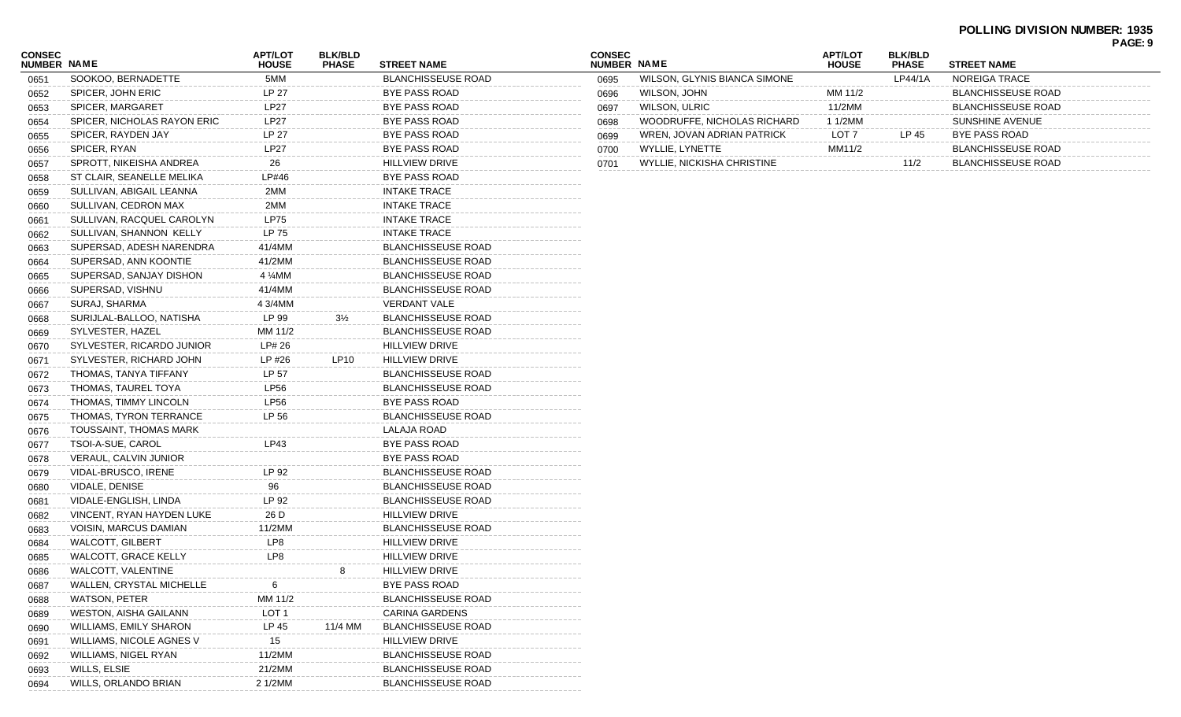# POLLING DIVISION NUMBER: 1935

| CONSEC NUMBER | NAME | APT/LOT HOUSE | BLK/BLD PHASE | STREET NAME |
|---|---|---|---|---|
| 0651 | SOOKOO, BERNADETTE | 5MM | | BLANCHISSEUSE ROAD |
| 0652 | SPICER, JOHN ERIC | LP 27 | | BYE PASS ROAD |
| 0653 | SPICER, MARGARET | LP27 | | BYE PASS ROAD |
| 0654 | SPICER, NICHOLAS RAYON ERIC | LP27 | | BYE PASS ROAD |
| 0655 | SPICER, RAYDEN JAY | LP 27 | | BYE PASS ROAD |
| 0656 | SPICER, RYAN | LP27 | | BYE PASS ROAD |
| 0657 | SPROTT, NIKEISHA ANDREA | 26 | | HILLVIEW DRIVE |
| 0658 | ST CLAIR, SEANELLE MELIKA | LP#46 | | BYE PASS ROAD |
| 0659 | SULLIVAN, ABIGAIL LEANNA | 2MM | | INTAKE TRACE |
| 0660 | SULLIVAN, CEDRON MAX | 2MM | | INTAKE TRACE |
| 0661 | SULLIVAN, RACQUEL CAROLYN | LP75 | | INTAKE TRACE |
| 0662 | SULLIVAN, SHANNON KELLY | LP 75 | | INTAKE TRACE |
| 0663 | SUPERSAD, ADESH NARENDRA | 41/4MM | | BLANCHISSEUSE ROAD |
| 0664 | SUPERSAD, ANN KOONTIE | 41/2MM | | BLANCHISSEUSE ROAD |
| 0665 | SUPERSAD, SANJAY DISHON | 4 ¼MM | | BLANCHISSEUSE ROAD |
| 0666 | SUPERSAD, VISHNU | 41/4MM | | BLANCHISSEUSE ROAD |
| 0667 | SURAJ, SHARMA | 4 3/4MM | | VERDANT VALE |
| 0668 | SURIJLAL-BALLOO, NATISHA | LP 99 | 3½ | BLANCHISSEUSE ROAD |
| 0669 | SYLVESTER, HAZEL | MM 11/2 | | BLANCHISSEUSE ROAD |
| 0670 | SYLVESTER, RICARDO JUNIOR | LP# 26 | | HILLVIEW DRIVE |
| 0671 | SYLVESTER, RICHARD JOHN | LP #26 | LP10 | HILLVIEW DRIVE |
| 0672 | THOMAS, TANYA TIFFANY | LP 57 | | BLANCHISSEUSE ROAD |
| 0673 | THOMAS, TAUREL TOYA | LP56 | | BLANCHISSEUSE ROAD |
| 0674 | THOMAS, TIMMY LINCOLN | LP56 | | BYE PASS ROAD |
| 0675 | THOMAS, TYRON TERRANCE | LP 56 | | BLANCHISSEUSE ROAD |
| 0676 | TOUSSAINT, THOMAS MARK | | | LALAJA ROAD |
| 0677 | TSOI-A-SUE, CAROL | LP43 | | BYE PASS ROAD |
| 0678 | VERAUL, CALVIN JUNIOR | | | BYE PASS ROAD |
| 0679 | VIDAL-BRUSCO, IRENE | LP 92 | | BLANCHISSEUSE ROAD |
| 0680 | VIDALE, DENISE | 96 | | BLANCHISSEUSE ROAD |
| 0681 | VIDALE-ENGLISH, LINDA | LP 92 | | BLANCHISSEUSE ROAD |
| 0682 | VINCENT, RYAN HAYDEN LUKE | 26 D | | HILLVIEW DRIVE |
| 0683 | VOISIN, MARCUS DAMIAN | 11/2MM | | BLANCHISSEUSE ROAD |
| 0684 | WALCOTT, GILBERT | LP8 | | HILLVIEW DRIVE |
| 0685 | WALCOTT, GRACE KELLY | LP8 | | HILLVIEW DRIVE |
| 0686 | WALCOTT, VALENTINE | | 8 | HILLVIEW DRIVE |
| 0687 | WALLEN, CRYSTAL MICHELLE | 6 | | BYE PASS ROAD |
| 0688 | WATSON, PETER | MM 11/2 | | BLANCHISSEUSE ROAD |
| 0689 | WESTON, AISHA GAILANN | LOT 1 | | CARINA GARDENS |
| 0690 | WILLIAMS, EMILY SHARON | LP 45 | 11/4 MM | BLANCHISSEUSE ROAD |
| 0691 | WILLIAMS, NICOLE AGNES V | 15 | | HILLVIEW DRIVE |
| 0692 | WILLIAMS, NIGEL RYAN | 11/2MM | | BLANCHISSEUSE ROAD |
| 0693 | WILLS, ELSIE | 21/2MM | | BLANCHISSEUSE ROAD |
| 0694 | WILLS, ORLANDO BRIAN | 2 1/2MM | | BLANCHISSEUSE ROAD |
| 0695 | WILSON, GLYNIS BIANCA SIMONE | | LP44/1A | NOREIGA TRACE |
| 0696 | WILSON, JOHN | MM 11/2 | | BLANCHISSEUSE ROAD |
| 0697 | WILSON, ULRIC | 11/2MM | | BLANCHISSEUSE ROAD |
| 0698 | WOODRUFFE, NICHOLAS RICHARD | 1 1/2MM | | SUNSHINE AVENUE |
| 0699 | WREN, JOVAN ADRIAN PATRICK | LOT 7 | LP 45 | BYE PASS ROAD |
| 0700 | WYLLIE, LYNETTE | MM11/2 | | BLANCHISSEUSE ROAD |
| 0701 | WYLLIE, NICKISHA CHRISTINE | | 11/2 | BLANCHISSEUSE ROAD |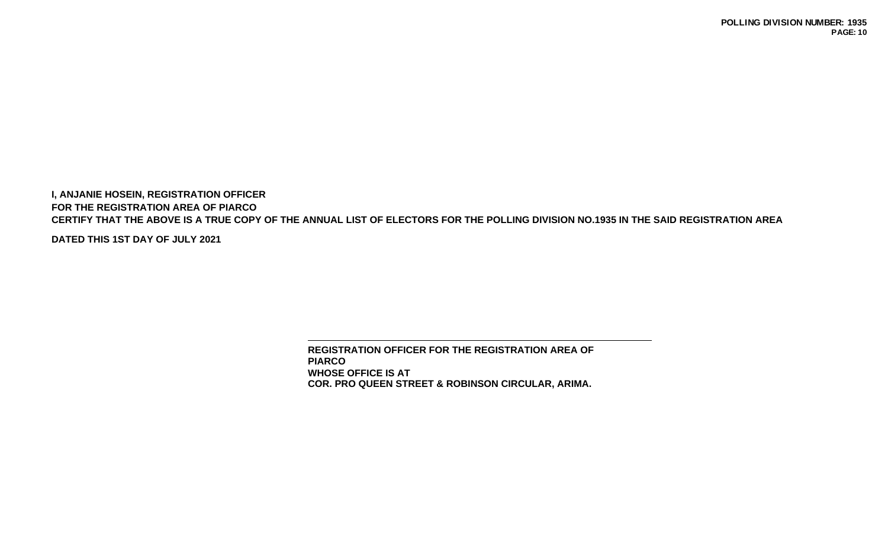**I, ANJANIE HOSEIN, REGISTRATION OFFICER**
**FOR THE REGISTRATION AREA OF PIARCO**
**CERTIFY THAT THE ABOVE IS A TRUE COPY OF THE ANNUAL LIST OF ELECTORS FOR THE POLLING DIVISION NO.1935 IN THE SAID REGISTRATION AREA**

**DATED THIS 1ST DAY OF JULY 2021**

---

**REGISTRATION OFFICER FOR THE REGISTRATION AREA OF PIARCO**
**WHOSE OFFICE IS AT**
**COR. PRO QUEEN STREET & ROBINSON CIRCULAR, ARIMA.**